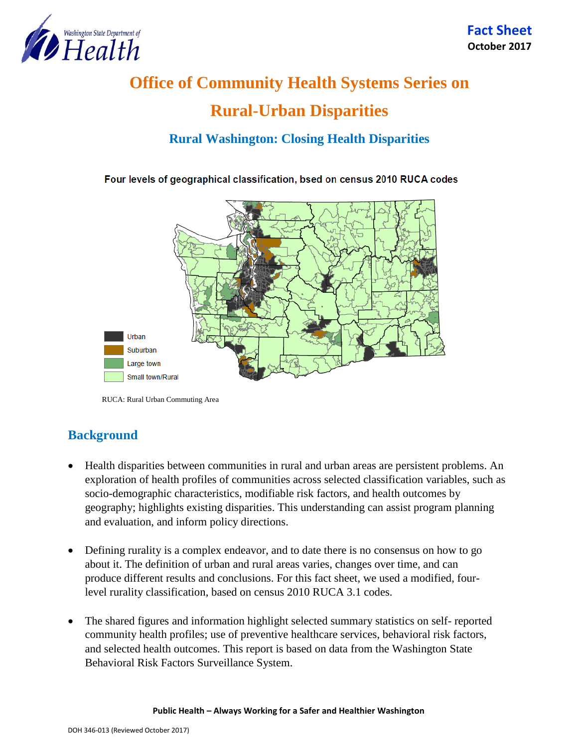Washington State Department of Health

**Fact Sheet**
**October 2017**

# Office of Community Health Systems Series on Rural-Urban Disparities

## Rural Washington: Closing Health Disparities

**Four levels of geographical classification, bsed on census 2010 RUCA codes**

Urban
Suburban
Large town
Small town/Rural

RUCA: Rural Urban Commuting Area

## Background

- Health disparities between communities in rural and urban areas are persistent problems. An exploration of health profiles of communities across selected classification variables, such as socio-demographic characteristics, modifiable risk factors, and health outcomes by geography; highlights existing disparities. This understanding can assist program planning and evaluation, and inform policy directions.

- Defining rurality is a complex endeavor, and to date there is no consensus on how to go about it. The definition of urban and rural areas varies, changes over time, and can produce different results and conclusions. For this fact sheet, we used a modified, four-level rurality classification, based on census 2010 RUCA 3.1 codes.

- The shared figures and information highlight selected summary statistics on self- reported community health profiles; use of preventive healthcare services, behavioral risk factors, and selected health outcomes. This report is based on data from the Washington State Behavioral Risk Factors Surveillance System.

**Public Health – Always Working for a Safer and Healthier Washington**

DOH 346-013 (Reviewed October 2017)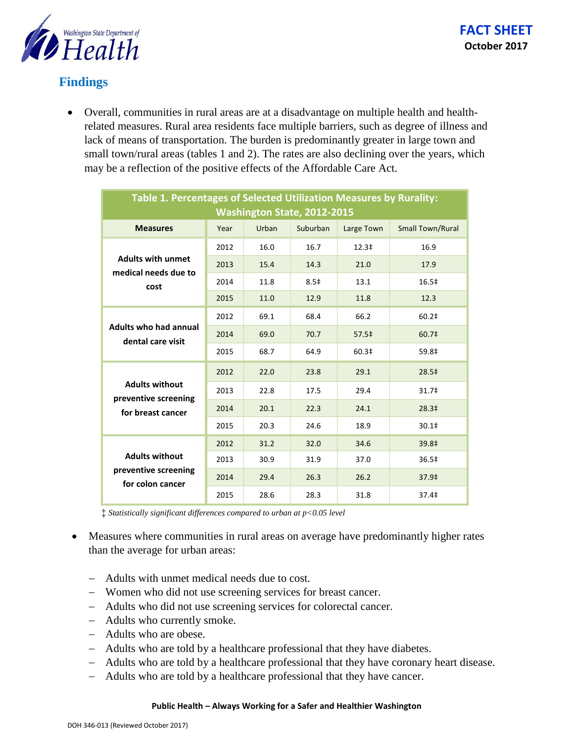## Findings

- Overall, communities in rural areas are at a disadvantage on multiple health and health-related measures. Rural area residents face multiple barriers, such as degree of illness and lack of means of transportation. The burden is predominantly greater in large town and small town/rural areas (tables 1 and 2). The rates are also declining over the years, which may be a reflection of the positive effects of the Affordable Care Act.

**Table 1. Percentages of Selected Utilization Measures by Rurality: Washington State, 2012-2015**

| Measures | Year | Urban | Suburban | Large Town | Small Town/Rural |
|---|---|---|---|---|---|
| Adults with unmet medical needs due to cost | 2012 | 16.0 | 16.7 | 12.3‡ | 16.9 |
| | 2013 | 15.4 | 14.3 | 21.0 | 17.9 |
| | 2014 | 11.8 | 8.5‡ | 13.1 | 16.5‡ |
| | 2015 | 11.0 | 12.9 | 11.8 | 12.3 |
| Adults who had annual dental care visit | 2012 | 69.1 | 68.4 | 66.2 | 60.2‡ |
| | 2014 | 69.0 | 70.7 | 57.5‡ | 60.7‡ |
| | 2015 | 68.7 | 64.9 | 60.3‡ | 59.8‡ |
| Adults without preventive screening for breast cancer | 2012 | 22.0 | 23.8 | 29.1 | 28.5‡ |
| | 2013 | 22.8 | 17.5 | 29.4 | 31.7‡ |
| | 2014 | 20.1 | 22.3 | 24.1 | 28.3‡ |
| | 2015 | 20.3 | 24.6 | 18.9 | 30.1‡ |
| Adults without preventive screening for colon cancer | 2012 | 31.2 | 32.0 | 34.6 | 39.8‡ |
| | 2013 | 30.9 | 31.9 | 37.0 | 36.5‡ |
| | 2014 | 29.4 | 26.3 | 26.2 | 37.9‡ |
| | 2015 | 28.6 | 28.3 | 31.8 | 37.4‡ |

‡ *Statistically significant differences compared to urban at $p<0.05$ level*

- Measures where communities in rural areas on average have predominantly higher rates than the average for urban areas:
  - Adults with unmet medical needs due to cost.
  - Women who did not use screening services for breast cancer.
  - Adults who did not use screening services for colorectal cancer.
  - Adults who currently smoke.
  - Adults who are obese.
  - Adults who are told by a healthcare professional that they have diabetes.
  - Adults who are told by a healthcare professional that they have coronary heart disease.
  - Adults who are told by a healthcare professional that they have cancer.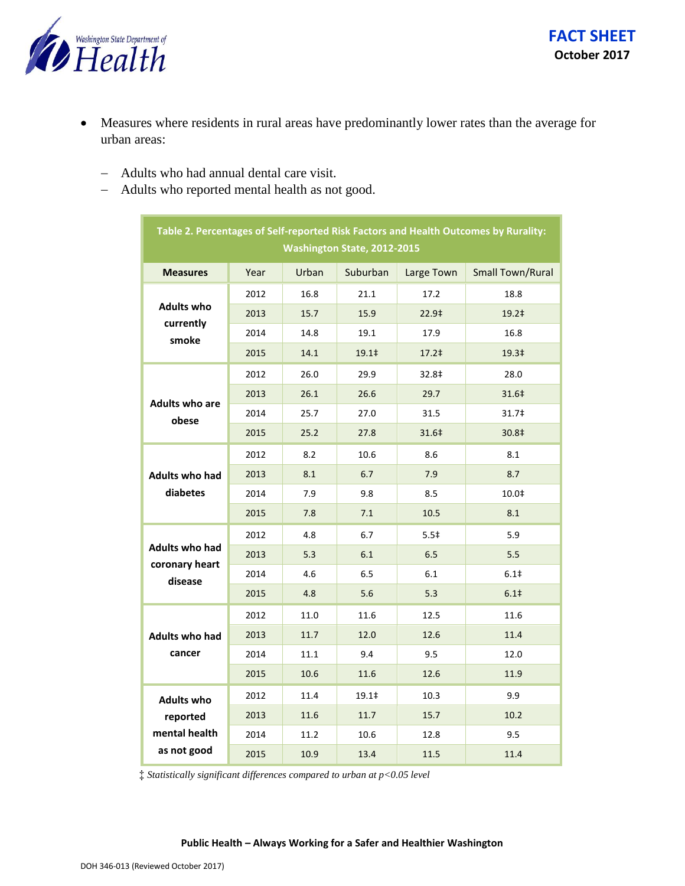- Measures where residents in rural areas have predominantly lower rates than the average for urban areas:

  - Adults who had annual dental care visit.
  - Adults who reported mental health as not good.

**Table 2. Percentages of Self-reported Risk Factors and Health Outcomes by Rurality: Washington State, 2012-2015**

| Measures | Year | Urban | Suburban | Large Town | Small Town/Rural |
|---|---|---|---|---|---|
| Adults who currently smoke | 2012 | 16.8 | 21.1 | 17.2 | 18.8 |
| | 2013 | 15.7 | 15.9 | 22.9‡ | 19.2‡ |
| | 2014 | 14.8 | 19.1 | 17.9 | 16.8 |
| | 2015 | 14.1 | 19.1‡ | 17.2‡ | 19.3‡ |
| Adults who are obese | 2012 | 26.0 | 29.9 | 32.8‡ | 28.0 |
| | 2013 | 26.1 | 26.6 | 29.7 | 31.6‡ |
| | 2014 | 25.7 | 27.0 | 31.5 | 31.7‡ |
| | 2015 | 25.2 | 27.8 | 31.6‡ | 30.8‡ |
| Adults who had diabetes | 2012 | 8.2 | 10.6 | 8.6 | 8.1 |
| | 2013 | 8.1 | 6.7 | 7.9 | 8.7 |
| | 2014 | 7.9 | 9.8 | 8.5 | 10.0‡ |
| | 2015 | 7.8 | 7.1 | 10.5 | 8.1 |
| Adults who had coronary heart disease | 2012 | 4.8 | 6.7 | 5.5‡ | 5.9 |
| | 2013 | 5.3 | 6.1 | 6.5 | 5.5 |
| | 2014 | 4.6 | 6.5 | 6.1 | 6.1‡ |
| | 2015 | 4.8 | 5.6 | 5.3 | 6.1‡ |
| Adults who had cancer | 2012 | 11.0 | 11.6 | 12.5 | 11.6 |
| | 2013 | 11.7 | 12.0 | 12.6 | 11.4 |
| | 2014 | 11.1 | 9.4 | 9.5 | 12.0 |
| | 2015 | 10.6 | 11.6 | 12.6 | 11.9 |
| Adults who reported mental health as not good | 2012 | 11.4 | 19.1‡ | 10.3 | 9.9 |
| | 2013 | 11.6 | 11.7 | 15.7 | 10.2 |
| | 2014 | 11.2 | 10.6 | 12.8 | 9.5 |
| | 2015 | 10.9 | 13.4 | 11.5 | 11.4 |

‡ *Statistically significant differences compared to urban at $p<0.05$ level*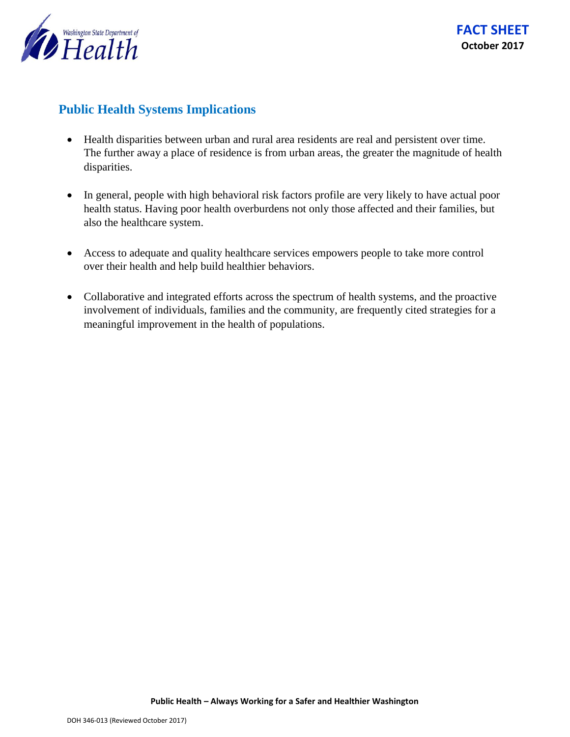## Public Health Systems Implications

- Health disparities between urban and rural area residents are real and persistent over time. The further away a place of residence is from urban areas, the greater the magnitude of health disparities.
- In general, people with high behavioral risk factors profile are very likely to have actual poor health status. Having poor health overburdens not only those affected and their families, but also the healthcare system.
- Access to adequate and quality healthcare services empowers people to take more control over their health and help build healthier behaviors.
- Collaborative and integrated efforts across the spectrum of health systems, and the proactive involvement of individuals, families and the community, are frequently cited strategies for a meaningful improvement in the health of populations.